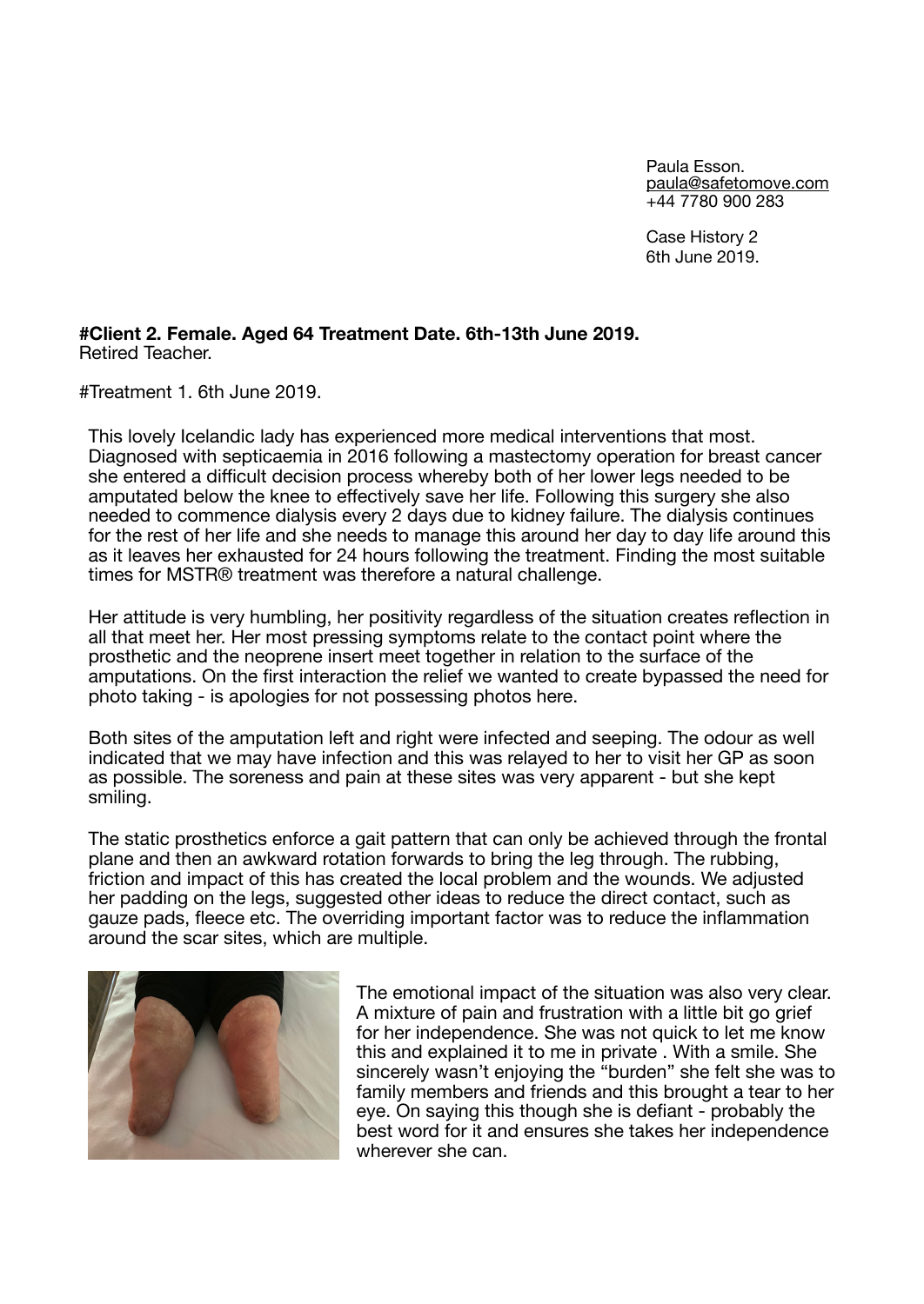Paula Esson.
paula@safetomove.com
+44 7780 900 283

Case History 2
6th June 2019.

**#Client 2. Female. Aged 64 Treatment Date. 6th-13th June 2019.**
Retired Teacher.

#Treatment 1. 6th June 2019.

This lovely Icelandic lady has experienced more medical interventions that most. Diagnosed with septicaemia in 2016 following a mastectomy operation for breast cancer she entered a difficult decision process whereby both of her lower legs needed to be amputated below the knee to effectively save her life. Following this surgery she also needed to commence dialysis every 2 days due to kidney failure. The dialysis continues for the rest of her life and she needs to manage this around her day to day life around this as it leaves her exhausted for 24 hours following the treatment. Finding the most suitable times for MSTR® treatment was therefore a natural challenge.

Her attitude is very humbling, her positivity regardless of the situation creates reflection in all that meet her. Her most pressing symptoms relate to the contact point where the prosthetic and the neoprene insert meet together in relation to the surface of the amputations. On the first interaction the relief we wanted to create bypassed the need for photo taking - is apologies for not possessing photos here.

Both sites of the amputation left and right were infected and seeping. The odour as well indicated that we may have infection and this was relayed to her to visit her GP as soon as possible. The soreness and pain at these sites was very apparent - but she kept smiling.

The static prosthetics enforce a gait pattern that can only be achieved through the frontal plane and then an awkward rotation forwards to bring the leg through. The rubbing, friction and impact of this has created the local problem and the wounds. We adjusted her padding on the legs, suggested other ideas to reduce the direct contact, such as gauze pads, fleece etc. The overriding important factor was to reduce the inflammation around the scar sites, which are multiple.

The emotional impact of the situation was also very clear. A mixture of pain and frustration with a little bit go grief for her independence. She was not quick to let me know this and explained it to me in private . With a smile. She sincerely wasn't enjoying the "burden" she felt she was to family members and friends and this brought a tear to her eye. On saying this though she is defiant - probably the best word for it and ensures she takes her independence wherever she can.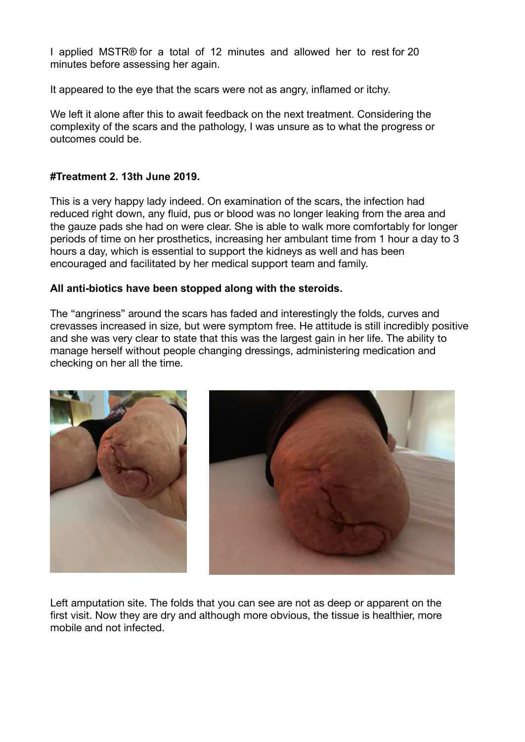I applied MSTR® for a total of 12 minutes and allowed her to rest for 20 minutes before assessing her again.

It appeared to the eye that the scars were not as angry, inflamed or itchy.

We left it alone after this to await feedback on the next treatment. Considering the complexity of the scars and the pathology, I was unsure as to what the progress or outcomes could be.

**#Treatment 2. 13th June 2019.**

This is a very happy lady indeed. On examination of the scars, the infection had reduced right down, any fluid, pus or blood was no longer leaking from the area and the gauze pads she had on were clear. She is able to walk more comfortably for longer periods of time on her prosthetics, increasing her ambulant time from 1 hour a day to 3 hours a day, which is essential to support the kidneys as well and has been encouraged and facilitated by her medical support team and family.

**All anti-biotics have been stopped along with the steroids.**

The "angriness" around the scars has faded and interestingly the folds, curves and crevasses increased in size, but were symptom free. He attitude is still incredibly positive and she was very clear to state that this was the largest gain in her life. The ability to manage herself without people changing dressings, administering medication and checking on her all the time.

Left amputation site. The folds that you can see are not as deep or apparent on the first visit. Now they are dry and although more obvious, the tissue is healthier, more mobile and not infected.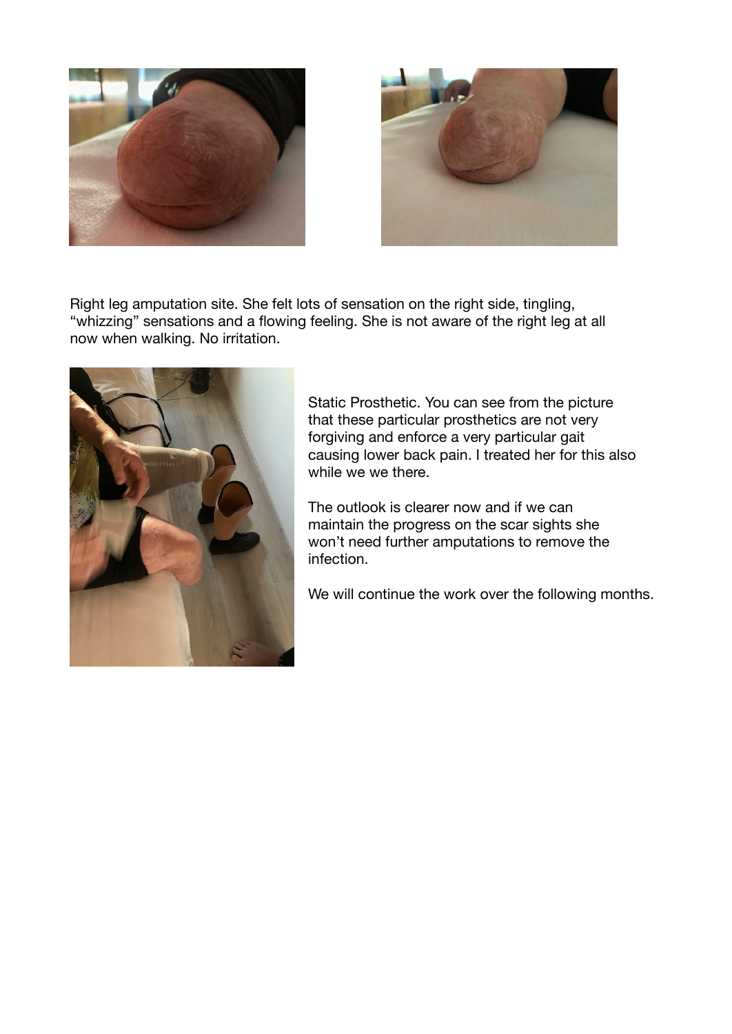Right leg amputation site. She felt lots of sensation on the right side, tingling, "whizzing" sensations and a flowing feeling. She is not aware of the right leg at all now when walking. No irritation.

Static Prosthetic. You can see from the picture that these particular prosthetics are not very forgiving and enforce a very particular gait causing lower back pain. I treated her for this also while we we there.

The outlook is clearer now and if we can maintain the progress on the scar sights she won't need further amputations to remove the infection.

We will continue the work over the following months.